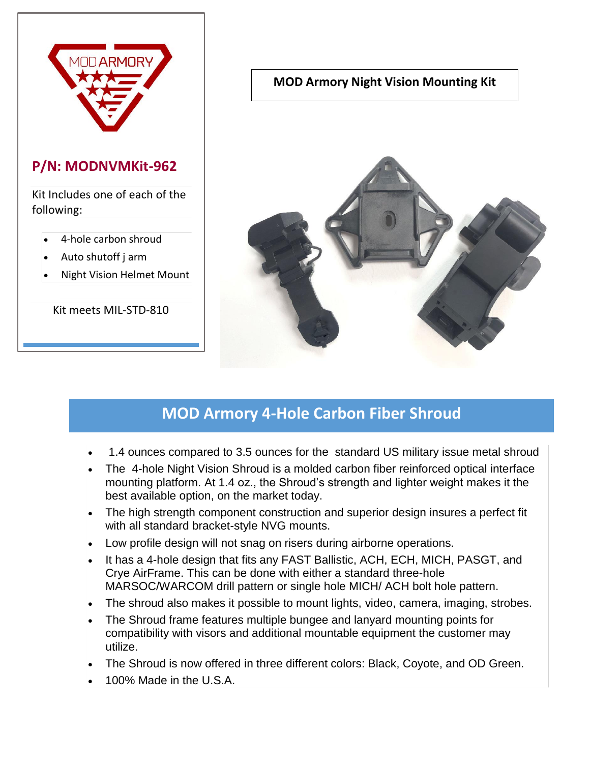MOD ARMORY

## P/N: MODNVMKit-962

Kit Includes one of each of the following:

- 4-hole carbon shroud
- Auto shutoff j arm
- Night Vision Helmet Mount

Kit meets MIL-STD-810

**MOD Armory Night Vision Mounting Kit**

## MOD Armory 4-Hole Carbon Fiber Shroud

- 1.4 ounces compared to 3.5 ounces for the standard US military issue metal shroud
- The 4-hole Night Vision Shroud is a molded carbon fiber reinforced optical interface mounting platform. At 1.4 oz., the Shroud's strength and lighter weight makes it the best available option, on the market today.
- The high strength component construction and superior design insures a perfect fit with all standard bracket-style NVG mounts.
- Low profile design will not snag on risers during airborne operations.
- It has a 4-hole design that fits any FAST Ballistic, ACH, ECH, MICH, PASGT, and Crye AirFrame. This can be done with either a standard three-hole MARSOC/WARCOM drill pattern or single hole MICH/ ACH bolt hole pattern.
- The shroud also makes it possible to mount lights, video, camera, imaging, strobes.
- The Shroud frame features multiple bungee and lanyard mounting points for compatibility with visors and additional mountable equipment the customer may utilize.
- The Shroud is now offered in three different colors: Black, Coyote, and OD Green.
- 100% Made in the U.S.A.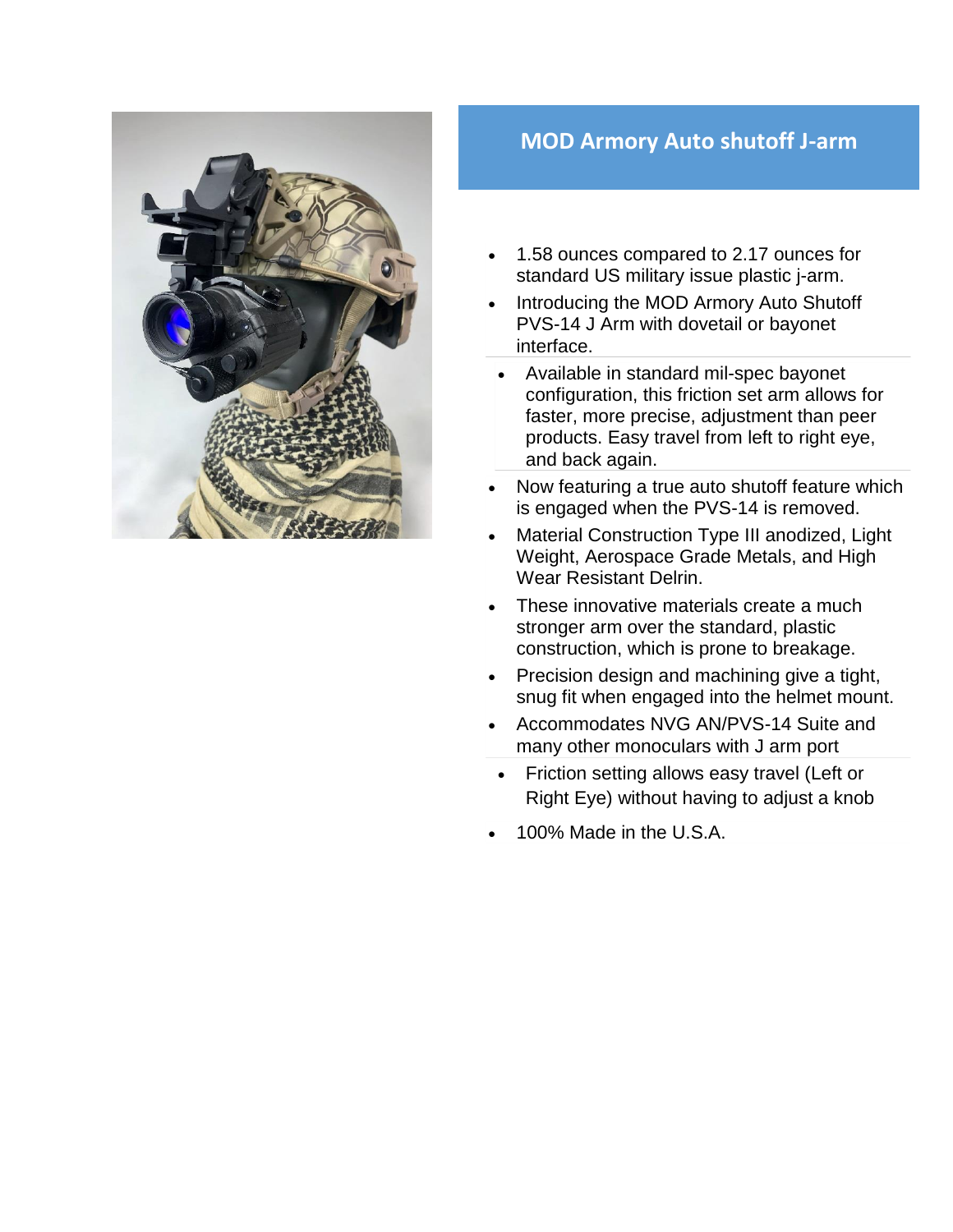## MOD Armory Auto shutoff J-arm

- 1.58 ounces compared to 2.17 ounces for standard US military issue plastic j-arm.
- Introducing the MOD Armory Auto Shutoff PVS-14 J Arm with dovetail or bayonet interface.
- Available in standard mil-spec bayonet configuration, this friction set arm allows for faster, more precise, adjustment than peer products. Easy travel from left to right eye, and back again.
- Now featuring a true auto shutoff feature which is engaged when the PVS-14 is removed.
- Material Construction Type III anodized, Light Weight, Aerospace Grade Metals, and High Wear Resistant Delrin.
- These innovative materials create a much stronger arm over the standard, plastic construction, which is prone to breakage.
- Precision design and machining give a tight, snug fit when engaged into the helmet mount.
- Accommodates NVG AN/PVS-14 Suite and many other monoculars with J arm port
- Friction setting allows easy travel (Left or Right Eye) without having to adjust a knob
- 100% Made in the U.S.A.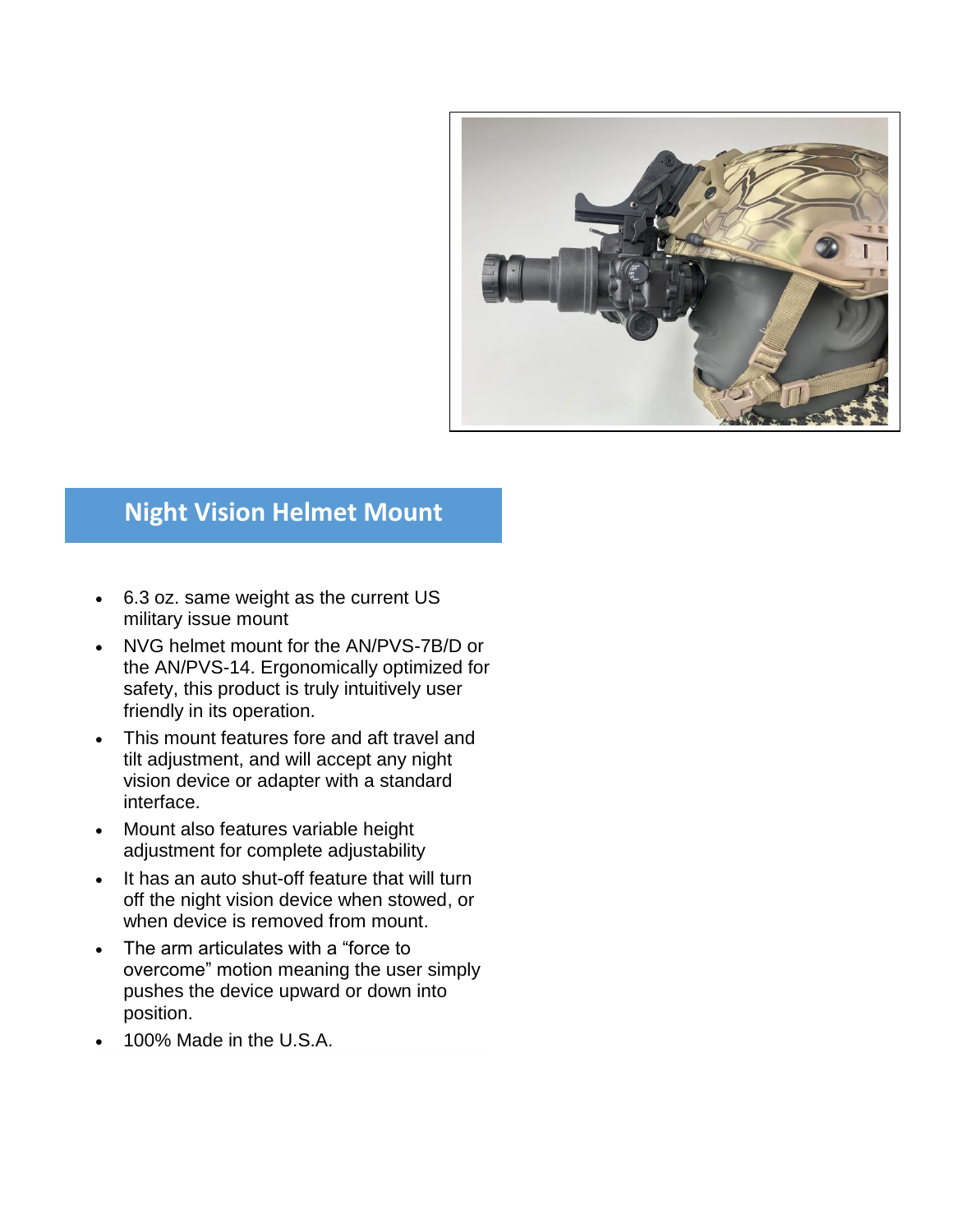## Night Vision Helmet Mount

- 6.3 oz. same weight as the current US military issue mount
- NVG helmet mount for the AN/PVS-7B/D or the AN/PVS-14. Ergonomically optimized for safety, this product is truly intuitively user friendly in its operation.
- This mount features fore and aft travel and tilt adjustment, and will accept any night vision device or adapter with a standard interface.
- Mount also features variable height adjustment for complete adjustability
- It has an auto shut-off feature that will turn off the night vision device when stowed, or when device is removed from mount.
- The arm articulates with a "force to overcome" motion meaning the user simply pushes the device upward or down into position.
- 100% Made in the U.S.A.